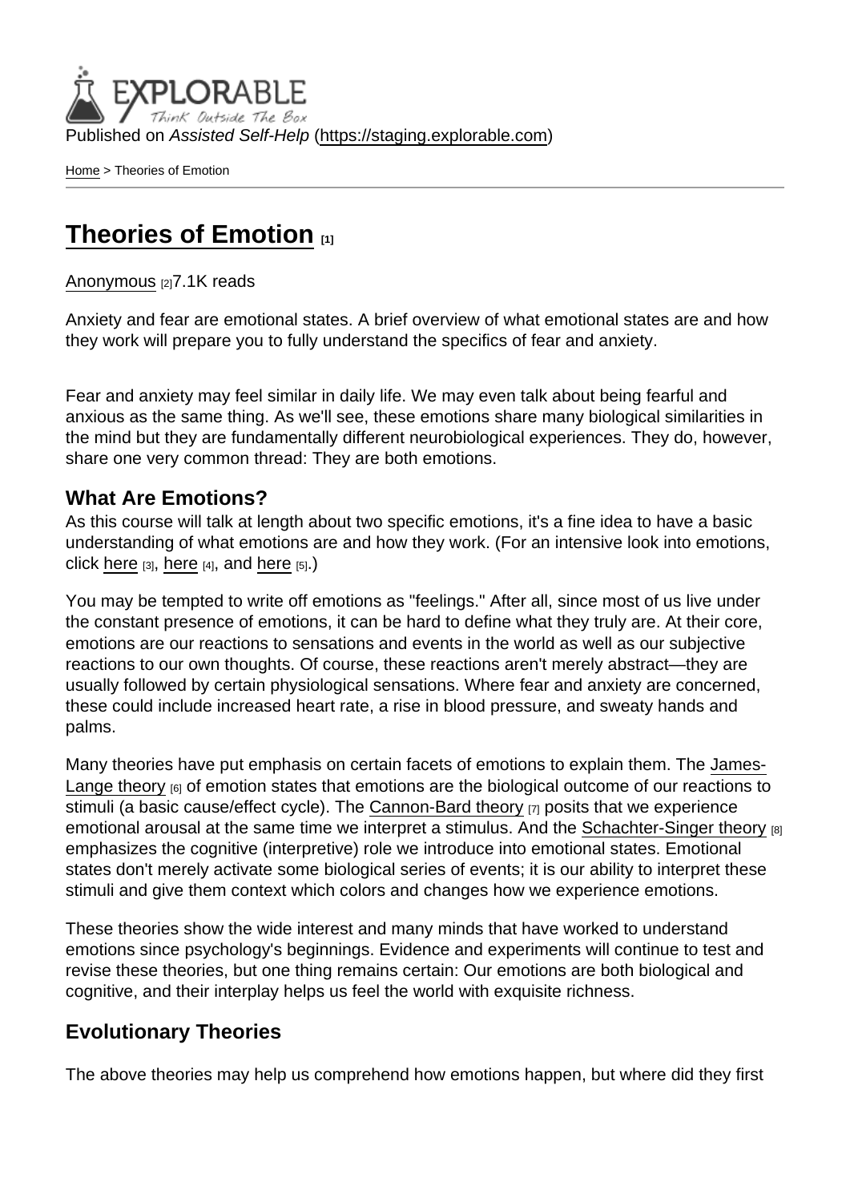Published on *Assisted Self-Help* (https://staging.explorable.com)

Home > Theories of Emotion

# Theories of Emotion [1]

Anonymous [2] 7.1K reads

Anxiety and fear are emotional states. A brief overview of what emotional states are and how they work will prepare you to fully understand the specifics of fear and anxiety.

Fear and anxiety may feel similar in daily life. We may even talk about being fearful and anxious as the same thing. As we'll see, these emotions share many biological similarities in the mind but they are fundamentally different neurobiological experiences. They do, however, share one very common thread: They are both emotions.

## What Are Emotions?

As this course will talk at length about two specific emotions, it's a fine idea to have a basic understanding of what emotions are and how they work. (For an intensive look into emotions, click here [3], here [4], and here [5].)

You may be tempted to write off emotions as "feelings." After all, since most of us live under the constant presence of emotions, it can be hard to define what they truly are. At their core, emotions are our reactions to sensations and events in the world as well as our subjective reactions to our own thoughts. Of course, these reactions aren't merely abstract—they are usually followed by certain physiological sensations. Where fear and anxiety are concerned, these could include increased heart rate, a rise in blood pressure, and sweaty hands and palms.

Many theories have put emphasis on certain facets of emotions to explain them. The James-Lange theory [6] of emotion states that emotions are the biological outcome of our reactions to stimuli (a basic cause/effect cycle). The Cannon-Bard theory [7] posits that we experience emotional arousal at the same time we interpret a stimulus. And the Schachter-Singer theory [8] emphasizes the cognitive (interpretive) role we introduce into emotional states. Emotional states don't merely activate some biological series of events; it is our ability to interpret these stimuli and give them context which colors and changes how we experience emotions.

These theories show the wide interest and many minds that have worked to understand emotions since psychology's beginnings. Evidence and experiments will continue to test and revise these theories, but one thing remains certain: Our emotions are both biological and cognitive, and their interplay helps us feel the world with exquisite richness.

## Evolutionary Theories

The above theories may help us comprehend how emotions happen, but where did they first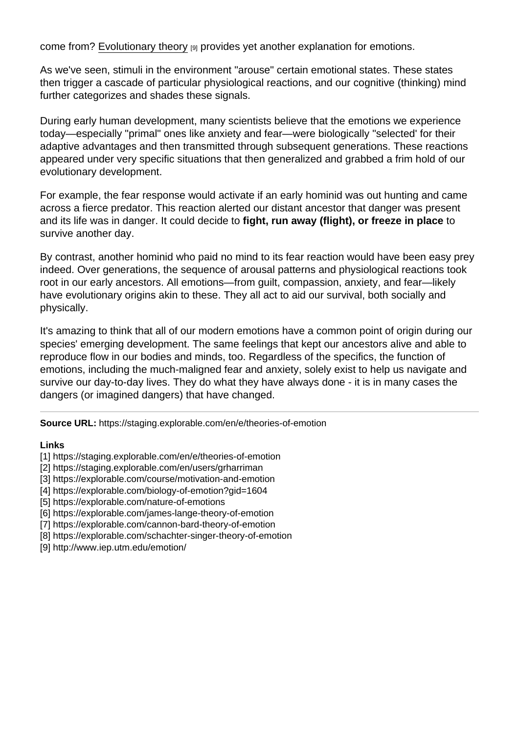come from? Evolutionary theory [9] provides yet another explanation for emotions.

As we've seen, stimuli in the environment "arouse" certain emotional states. These states then trigger a cascade of particular physiological reactions, and our cognitive (thinking) mind further categorizes and shades these signals.

During early human development, many scientists believe that the emotions we experience today—especially "primal" ones like anxiety and fear—were biologically "selected' for their adaptive advantages and then transmitted through subsequent generations. These reactions appeared under very specific situations that then generalized and grabbed a frim hold of our evolutionary development.

For example, the fear response would activate if an early hominid was out hunting and came across a fierce predator. This reaction alerted our distant ancestor that danger was present and its life was in danger. It could decide to **fight, run away (flight), or freeze in place** to survive another day.

By contrast, another hominid who paid no mind to its fear reaction would have been easy prey indeed. Over generations, the sequence of arousal patterns and physiological reactions took root in our early ancestors. All emotions—from guilt, compassion, anxiety, and fear—likely have evolutionary origins akin to these. They all act to aid our survival, both socially and physically.

It's amazing to think that all of our modern emotions have a common point of origin during our species' emerging development. The same feelings that kept our ancestors alive and able to reproduce flow in our bodies and minds, too. Regardless of the specifics, the function of emotions, including the much-maligned fear and anxiety, solely exist to help us navigate and survive our day-to-day lives. They do what they have always done - it is in many cases the dangers (or imagined dangers) that have changed.

---

**Source URL:** https://staging.explorable.com/en/e/theories-of-emotion

**Links**
[1] https://staging.explorable.com/en/e/theories-of-emotion
[2] https://staging.explorable.com/en/users/grharriman
[3] https://explorable.com/course/motivation-and-emotion
[4] https://explorable.com/biology-of-emotion?gid=1604
[5] https://explorable.com/nature-of-emotions
[6] https://explorable.com/james-lange-theory-of-emotion
[7] https://explorable.com/cannon-bard-theory-of-emotion
[8] https://explorable.com/schachter-singer-theory-of-emotion
[9] http://www.iep.utm.edu/emotion/